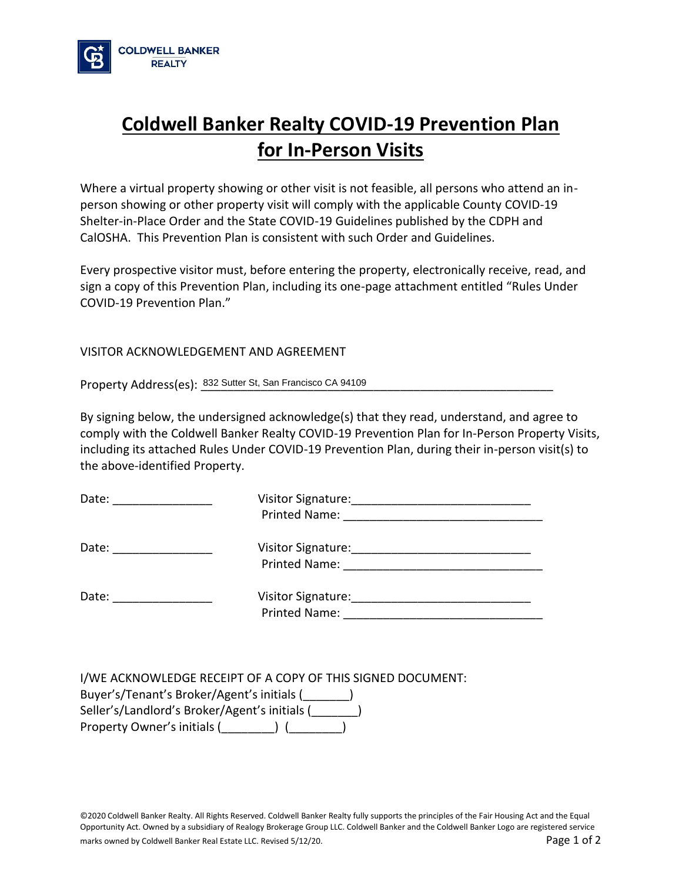**COLDWELL BANKER REALTY**

# Coldwell Banker Realty COVID-19 Prevention Plan for In-Person Visits

Where a virtual property showing or other visit is not feasible, all persons who attend an in-person showing or other property visit will comply with the applicable County COVID-19 Shelter-in-Place Order and the State COVID-19 Guidelines published by the CDPH and CalOSHA. This Prevention Plan is consistent with such Order and Guidelines.

Every prospective visitor must, before entering the property, electronically receive, read, and sign a copy of this Prevention Plan, including its one-page attachment entitled "Rules Under COVID-19 Prevention Plan."

VISITOR ACKNOWLEDGEMENT AND AGREEMENT

Property Address(es): 832 Sutter St, San Francisco CA 94109

By signing below, the undersigned acknowledge(s) that they read, understand, and agree to comply with the Coldwell Banker Realty COVID-19 Prevention Plan for In-Person Property Visits, including its attached Rules Under COVID-19 Prevention Plan, during their in-person visit(s) to the above-identified Property.

Date: _______________ Visitor Signature:___________________________
Printed Name: ______________________________

Date: _______________ Visitor Signature:___________________________
Printed Name: ______________________________

Date: _______________ Visitor Signature:___________________________
Printed Name: ______________________________

I/WE ACKNOWLEDGE RECEIPT OF A COPY OF THIS SIGNED DOCUMENT:
Buyer's/Tenant's Broker/Agent's initials (_______)
Seller's/Landlord's Broker/Agent's initials (_______)
Property Owner's initials (________) (________)

©2020 Coldwell Banker Realty. All Rights Reserved. Coldwell Banker Realty fully supports the principles of the Fair Housing Act and the Equal Opportunity Act. Owned by a subsidiary of Realogy Brokerage Group LLC. Coldwell Banker and the Coldwell Banker Logo are registered service marks owned by Coldwell Banker Real Estate LLC. Revised 5/12/20.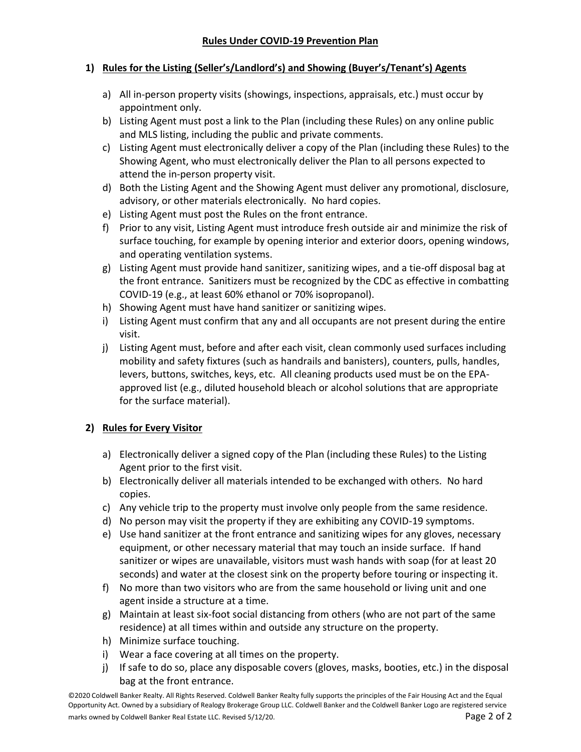# Rules Under COVID-19 Prevention Plan

## 1) Rules for the Listing (Seller's/Landlord's) and Showing (Buyer's/Tenant's) Agents

a) All in-person property visits (showings, inspections, appraisals, etc.) must occur by appointment only.

b) Listing Agent must post a link to the Plan (including these Rules) on any online public and MLS listing, including the public and private comments.

c) Listing Agent must electronically deliver a copy of the Plan (including these Rules) to the Showing Agent, who must electronically deliver the Plan to all persons expected to attend the in-person property visit.

d) Both the Listing Agent and the Showing Agent must deliver any promotional, disclosure, advisory, or other materials electronically. No hard copies.

e) Listing Agent must post the Rules on the front entrance.

f) Prior to any visit, Listing Agent must introduce fresh outside air and minimize the risk of surface touching, for example by opening interior and exterior doors, opening windows, and operating ventilation systems.

g) Listing Agent must provide hand sanitizer, sanitizing wipes, and a tie-off disposal bag at the front entrance. Sanitizers must be recognized by the CDC as effective in combatting COVID-19 (e.g., at least 60% ethanol or 70% isopropanol).

h) Showing Agent must have hand sanitizer or sanitizing wipes.

i) Listing Agent must confirm that any and all occupants are not present during the entire visit.

j) Listing Agent must, before and after each visit, clean commonly used surfaces including mobility and safety fixtures (such as handrails and banisters), counters, pulls, handles, levers, buttons, switches, keys, etc. All cleaning products used must be on the EPA-approved list (e.g., diluted household bleach or alcohol solutions that are appropriate for the surface material).

## 2) Rules for Every Visitor

a) Electronically deliver a signed copy of the Plan (including these Rules) to the Listing Agent prior to the first visit.

b) Electronically deliver all materials intended to be exchanged with others. No hard copies.

c) Any vehicle trip to the property must involve only people from the same residence.

d) No person may visit the property if they are exhibiting any COVID-19 symptoms.

e) Use hand sanitizer at the front entrance and sanitizing wipes for any gloves, necessary equipment, or other necessary material that may touch an inside surface. If hand sanitizer or wipes are unavailable, visitors must wash hands with soap (for at least 20 seconds) and water at the closest sink on the property before touring or inspecting it.

f) No more than two visitors who are from the same household or living unit and one agent inside a structure at a time.

g) Maintain at least six-foot social distancing from others (who are not part of the same residence) at all times within and outside any structure on the property.

h) Minimize surface touching.

i) Wear a face covering at all times on the property.

j) If safe to do so, place any disposable covers (gloves, masks, booties, etc.) in the disposal bag at the front entrance.

©2020 Coldwell Banker Realty. All Rights Reserved. Coldwell Banker Realty fully supports the principles of the Fair Housing Act and the Equal Opportunity Act. Owned by a subsidiary of Realogy Brokerage Group LLC. Coldwell Banker and the Coldwell Banker Logo are registered service marks owned by Coldwell Banker Real Estate LLC. Revised 5/12/20.